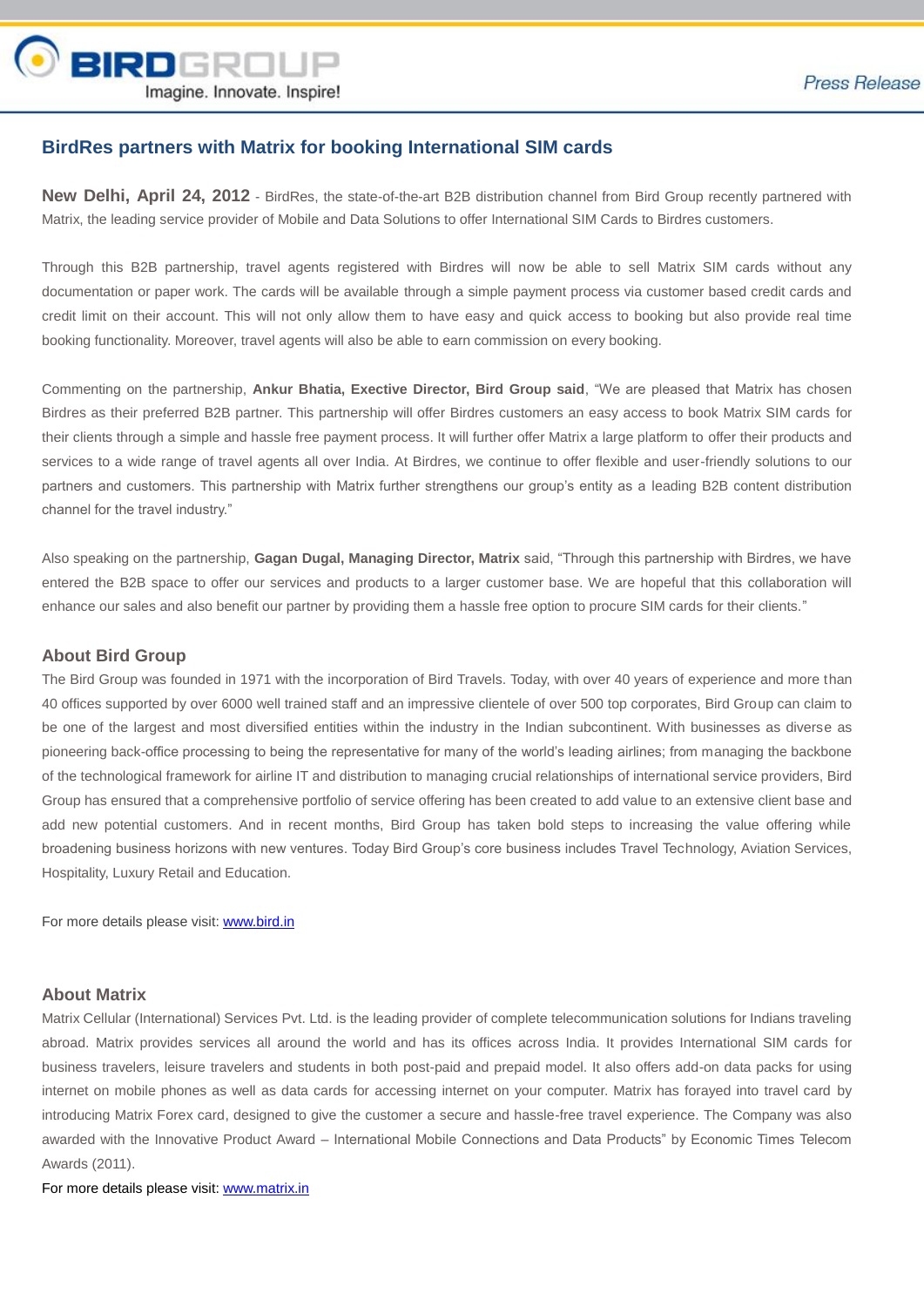BIRDGROUP
Imagine. Innovate. Inspire!

Press Release

## BirdRes partners with Matrix for booking International SIM cards

**New Delhi, April 24, 2012** - BirdRes, the state-of-the-art B2B distribution channel from Bird Group recently partnered with Matrix, the leading service provider of Mobile and Data Solutions to offer International SIM Cards to Birdres customers.

Through this B2B partnership, travel agents registered with Birdres will now be able to sell Matrix SIM cards without any documentation or paper work. The cards will be available through a simple payment process via customer based credit cards and credit limit on their account. This will not only allow them to have easy and quick access to booking but also provide real time booking functionality. Moreover, travel agents will also be able to earn commission on every booking.

Commenting on the partnership, **Ankur Bhatia, Exective Director, Bird Group said**, "We are pleased that Matrix has chosen Birdres as their preferred B2B partner. This partnership will offer Birdres customers an easy access to book Matrix SIM cards for their clients through a simple and hassle free payment process. It will further offer Matrix a large platform to offer their products and services to a wide range of travel agents all over India. At Birdres, we continue to offer flexible and user-friendly solutions to our partners and customers. This partnership with Matrix further strengthens our group's entity as a leading B2B content distribution channel for the travel industry."

Also speaking on the partnership, **Gagan Dugal, Managing Director, Matrix** said, "Through this partnership with Birdres, we have entered the B2B space to offer our services and products to a larger customer base. We are hopeful that this collaboration will enhance our sales and also benefit our partner by providing them a hassle free option to procure SIM cards for their clients."

### About Bird Group

The Bird Group was founded in 1971 with the incorporation of Bird Travels. Today, with over 40 years of experience and more than 40 offices supported by over 6000 well trained staff and an impressive clientele of over 500 top corporates, Bird Group can claim to be one of the largest and most diversified entities within the industry in the Indian subcontinent. With businesses as diverse as pioneering back-office processing to being the representative for many of the world's leading airlines; from managing the backbone of the technological framework for airline IT and distribution to managing crucial relationships of international service providers, Bird Group has ensured that a comprehensive portfolio of service offering has been created to add value to an extensive client base and add new potential customers. And in recent months, Bird Group has taken bold steps to increasing the value offering while broadening business horizons with new ventures. Today Bird Group's core business includes Travel Technology, Aviation Services, Hospitality, Luxury Retail and Education.

For more details please visit: [www.bird.in](www.bird.in)

### About Matrix

Matrix Cellular (International) Services Pvt. Ltd. is the leading provider of complete telecommunication solutions for Indians traveling abroad. Matrix provides services all around the world and has its offices across India. It provides International SIM cards for business travelers, leisure travelers and students in both post-paid and prepaid model. It also offers add-on data packs for using internet on mobile phones as well as data cards for accessing internet on your computer. Matrix has forayed into travel card by introducing Matrix Forex card, designed to give the customer a secure and hassle-free travel experience. The Company was also awarded with the Innovative Product Award – International Mobile Connections and Data Products" by Economic Times Telecom Awards (2011).

For more details please visit: [www.matrix.in](www.matrix.in)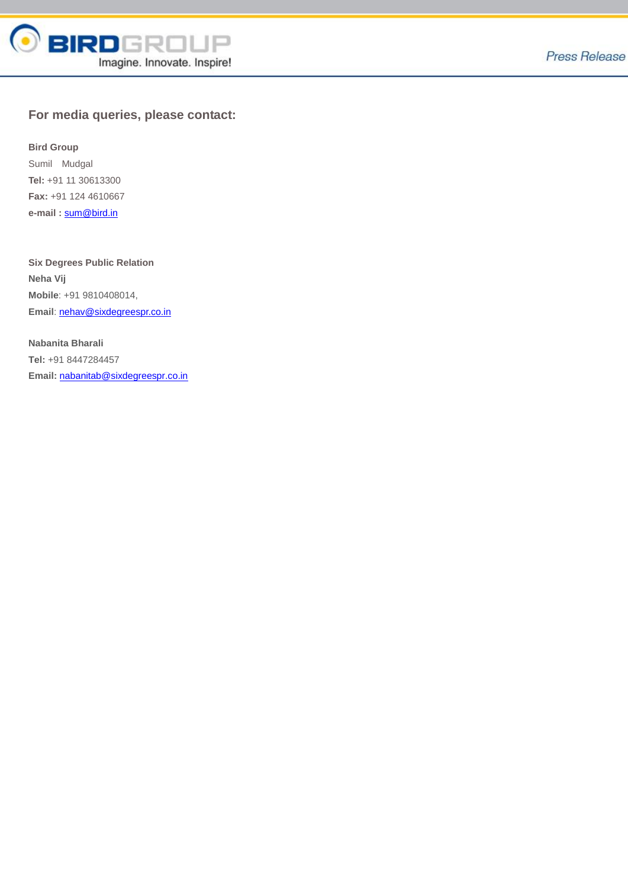## For media queries, please contact:

**Bird Group**
Sumil Mudgal
**Tel:** +91 11 30613300
**Fax:** +91 124 4610667
**e-mail :** sum@bird.in

**Six Degrees Public Relation**
**Neha Vij**
**Mobile**: +91 9810408014,
**Email**: nehav@sixdegreespr.co.in

**Nabanita Bharali**
**Tel:** +91 8447284457
**Email:** nabanitab@sixdegreespr.co.in